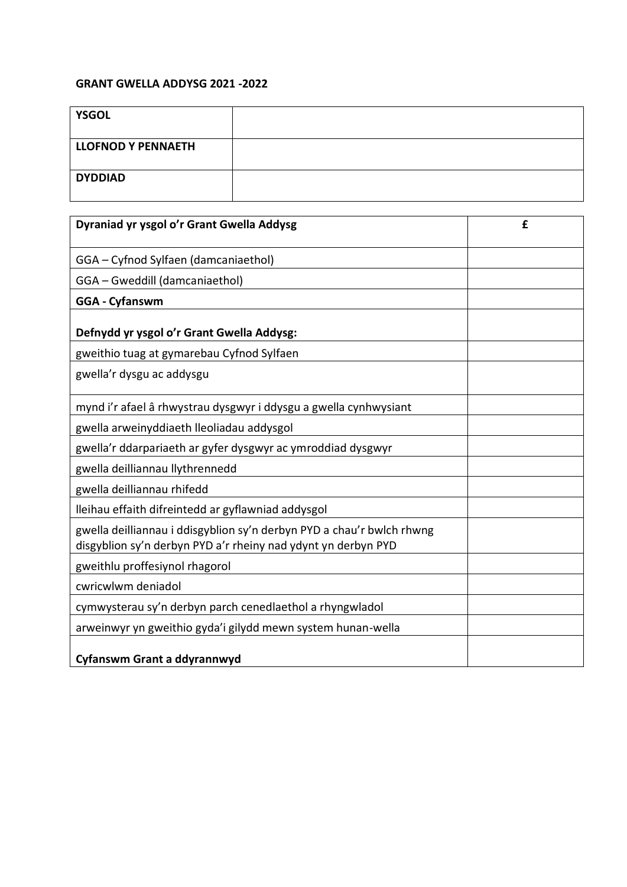**GRANT GWELLA ADDYSG 2021 -2022**

| **YSGOL** | |
|---|---|
| **LLOFNOD Y PENNAETH** | |
| **DYDDIAD** | |

| **Dyraniad yr ysgol o'r Grant Gwella Addysg** | **£** |
|---|---|
| GGA – Cyfnod Sylfaen (damcaniaethol) | |
| GGA – Gweddill (damcaniaethol) | |
| **GGA - Cyfanswm** | |
| **Defnydd yr ysgol o'r Grant Gwella Addysg:** | |
| gweithio tuag at gymarebau Cyfnod Sylfaen | |
| gwella'r dysgu ac addysgu | |
| mynd i'r afael â rhwystrau dysgwyr i ddysgu a gwella cynhwysiant | |
| gwella arweinyddiaeth lleoliadau addysgol | |
| gwella'r ddarpariaeth ar gyfer dysgwyr ac ymroddiad dysgwyr | |
| gwella deilliannau llythrennedd | |
| gwella deilliannau rhifedd | |
| lleihau effaith difreintedd ar gyflawniad addysgol | |
| gwella deilliannau i ddisgyblion sy'n derbyn PYD a chau'r bwlch rhwng disgyblion sy'n derbyn PYD a'r rheiny nad ydynt yn derbyn PYD | |
| gweithlu proffesiynol rhagorol | |
| cwricwlwm deniadol | |
| cymwysterau sy'n derbyn parch cenedlaethol a rhyngwladol | |
| arweinwyr yn gweithio gyda'i gilydd mewn system hunan-wella | |
| **Cyfanswm Grant a ddyrannwyd** | |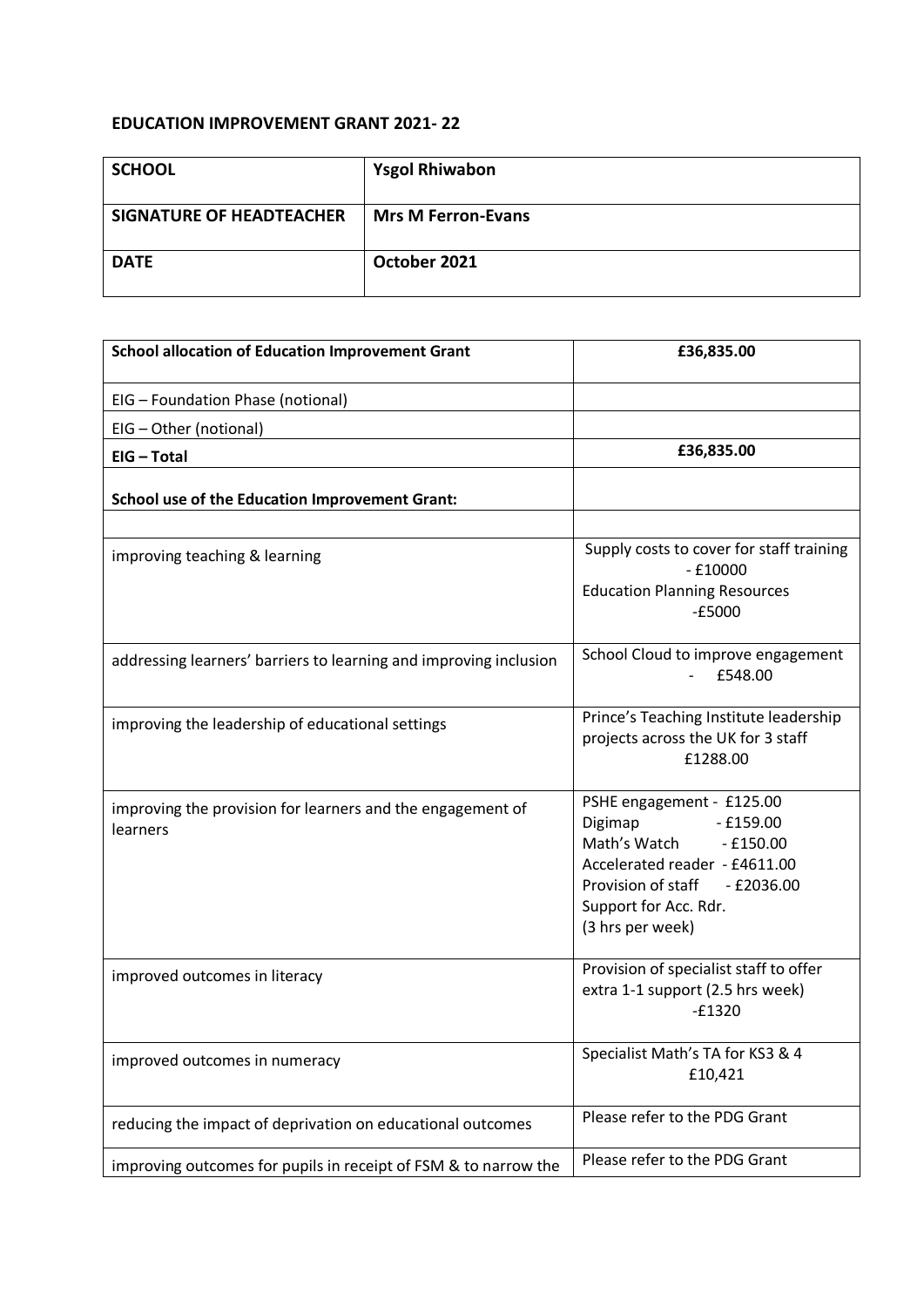**EDUCATION IMPROVEMENT GRANT 2021- 22**

| **SCHOOL** | **Ysgol Rhiwabon** |
|---|---|
| **SIGNATURE OF HEADTEACHER** | **Mrs M Ferron-Evans** |
| **DATE** | **October 2021** |

| **School allocation of Education Improvement Grant** | **£36,835.00** |
|---|---|
| EIG – Foundation Phase (notional) | |
| EIG – Other (notional) | |
| **EIG – Total** | **£36,835.00** |
| **School use of the Education Improvement Grant:** | |
| | |
| improving teaching & learning | Supply costs to cover for staff training - £10000<br>Education Planning Resources -£5000 |
| addressing learners' barriers to learning and improving inclusion | School Cloud to improve engagement - £548.00 |
| improving the leadership of educational settings | Prince's Teaching Institute leadership projects across the UK for 3 staff £1288.00 |
| improving the provision for learners and the engagement of learners | PSHE engagement - £125.00<br>Digimap - £159.00<br>Math's Watch - £150.00<br>Accelerated reader - £4611.00<br>Provision of staff - £2036.00<br>Support for Acc. Rdr.<br>(3 hrs per week) |
| improved outcomes in literacy | Provision of specialist staff to offer extra 1-1 support (2.5 hrs week) -£1320 |
| improved outcomes in numeracy | Specialist Math's TA for KS3 & 4 £10,421 |
| reducing the impact of deprivation on educational outcomes | Please refer to the PDG Grant |
| improving outcomes for pupils in receipt of FSM & to narrow the | Please refer to the PDG Grant |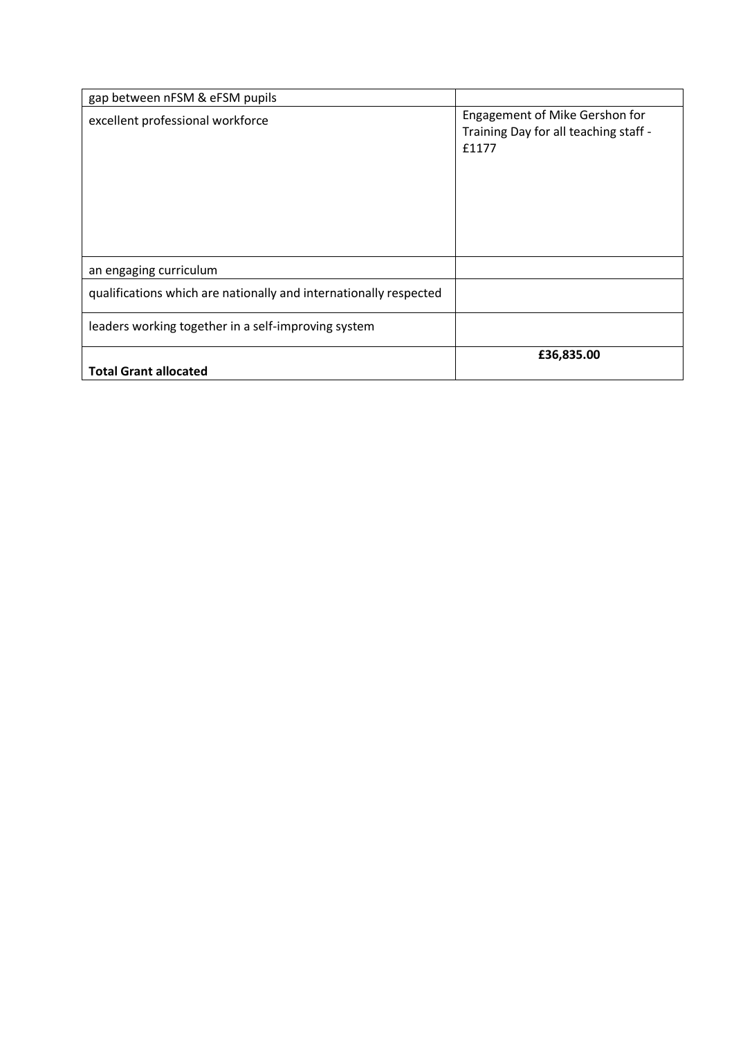| | |
|---|---|
| gap between nFSM & eFSM pupils | |
| excellent professional workforce | Engagement of Mike Gershon for Training Day for all teaching staff - £1177 |
| an engaging curriculum | |
| qualifications which are nationally and internationally respected | |
| leaders working together in a self-improving system | |
| **Total Grant allocated** | **£36,835.00** |